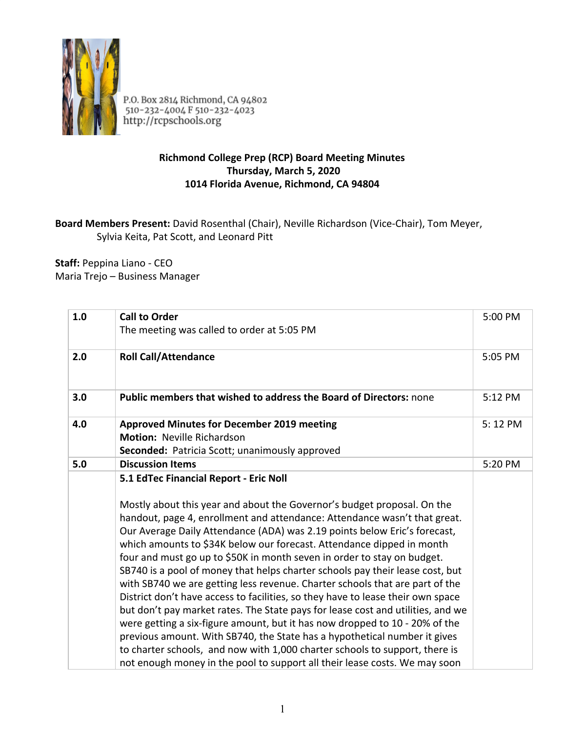P.O. Box 2814 Richmond, CA 94802
510-232-4004 F 510-232-4023
http://rcpschools.org

**Richmond College Prep (RCP) Board Meeting Minutes**
**Thursday, March 5, 2020**
**1014 Florida Avenue, Richmond, CA 94804**

**Board Members Present:** David Rosenthal (Chair), Neville Richardson (Vice-Chair), Tom Meyer, Sylvia Keita, Pat Scott, and Leonard Pitt

**Staff:** Peppina Liano - CEO
Maria Trejo – Business Manager

| | | |
|---|---|---|
| 1.0 | **Call to Order**<br>The meeting was called to order at 5:05 PM | 5:00 PM |
| 2.0 | **Roll Call/Attendance** | 5:05 PM |
| 3.0 | **Public members that wished to address the Board of Directors:** none | 5:12 PM |
| 4.0 | **Approved Minutes for December 2019 meeting**<br>**Motion:** Neville Richardson<br>**Seconded:** Patricia Scott; unanimously approved | 5: 12 PM |
| 5.0 | **Discussion Items** | 5:20 PM |
| | **5.1 EdTec Financial Report - Eric Noll**<br><br>Mostly about this year and about the Governor's budget proposal. On the handout, page 4, enrollment and attendance: Attendance wasn't that great. Our Average Daily Attendance (ADA) was 2.19 points below Eric's forecast, which amounts to $34K below our forecast. Attendance dipped in month four and must go up to $50K in month seven in order to stay on budget. SB740 is a pool of money that helps charter schools pay their lease cost, but with SB740 we are getting less revenue. Charter schools that are part of the District don't have access to facilities, so they have to lease their own space but don't pay market rates. The State pays for lease cost and utilities, and we were getting a six-figure amount, but it has now dropped to 10 - 20% of the previous amount. With SB740, the State has a hypothetical number it gives to charter schools, and now with 1,000 charter schools to support, there is not enough money in the pool to support all their lease costs. We may soon | |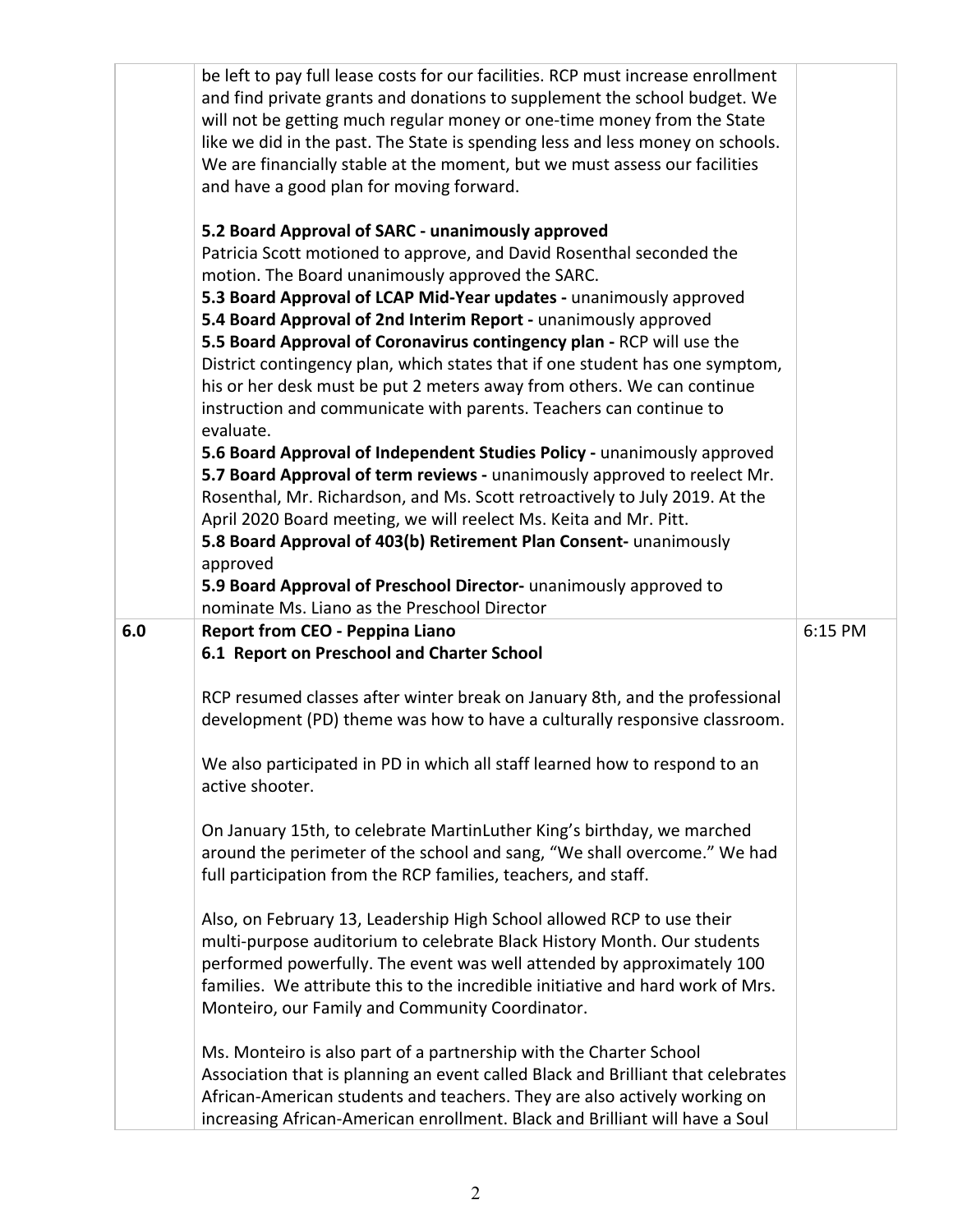| | | |
|---|---|---|
| | be left to pay full lease costs for our facilities. RCP must increase enrollment and find private grants and donations to supplement the school budget. We will not be getting much regular money or one-time money from the State like we did in the past. The State is spending less and less money on schools. We are financially stable at the moment, but we must assess our facilities and have a good plan for moving forward.<br><br>**5.2 Board Approval of SARC - unanimously approved**<br>Patricia Scott motioned to approve, and David Rosenthal seconded the motion. The Board unanimously approved the SARC.<br>**5.3 Board Approval of LCAP Mid-Year updates -** unanimously approved<br>**5.4 Board Approval of 2nd Interim Report -** unanimously approved<br>**5.5 Board Approval of Coronavirus contingency plan -** RCP will use the District contingency plan, which states that if one student has one symptom, his or her desk must be put 2 meters away from others. We can continue instruction and communicate with parents. Teachers can continue to evaluate.<br>**5.6 Board Approval of Independent Studies Policy -** unanimously approved<br>**5.7 Board Approval of term reviews -** unanimously approved to reelect Mr. Rosenthal, Mr. Richardson, and Ms. Scott retroactively to July 2019. At the April 2020 Board meeting, we will reelect Ms. Keita and Mr. Pitt.<br>**5.8 Board Approval of 403(b) Retirement Plan Consent-** unanimously approved<br>**5.9 Board Approval of Preschool Director-** unanimously approved to nominate Ms. Liano as the Preschool Director | |
| **6.0** | **Report from CEO - Peppina Liano**<br>**6.1 Report on Preschool and Charter School**<br><br>RCP resumed classes after winter break on January 8th, and the professional development (PD) theme was how to have a culturally responsive classroom.<br><br>We also participated in PD in which all staff learned how to respond to an active shooter.<br><br>On January 15th, to celebrate MartinLuther King's birthday, we marched around the perimeter of the school and sang, "We shall overcome." We had full participation from the RCP families, teachers, and staff.<br><br>Also, on February 13, Leadership High School allowed RCP to use their multi-purpose auditorium to celebrate Black History Month. Our students performed powerfully. The event was well attended by approximately 100 families. We attribute this to the incredible initiative and hard work of Mrs. Monteiro, our Family and Community Coordinator.<br><br>Ms. Monteiro is also part of a partnership with the Charter School Association that is planning an event called Black and Brilliant that celebrates African-American students and teachers. They are also actively working on increasing African-American enrollment. Black and Brilliant will have a Soul | 6:15 PM |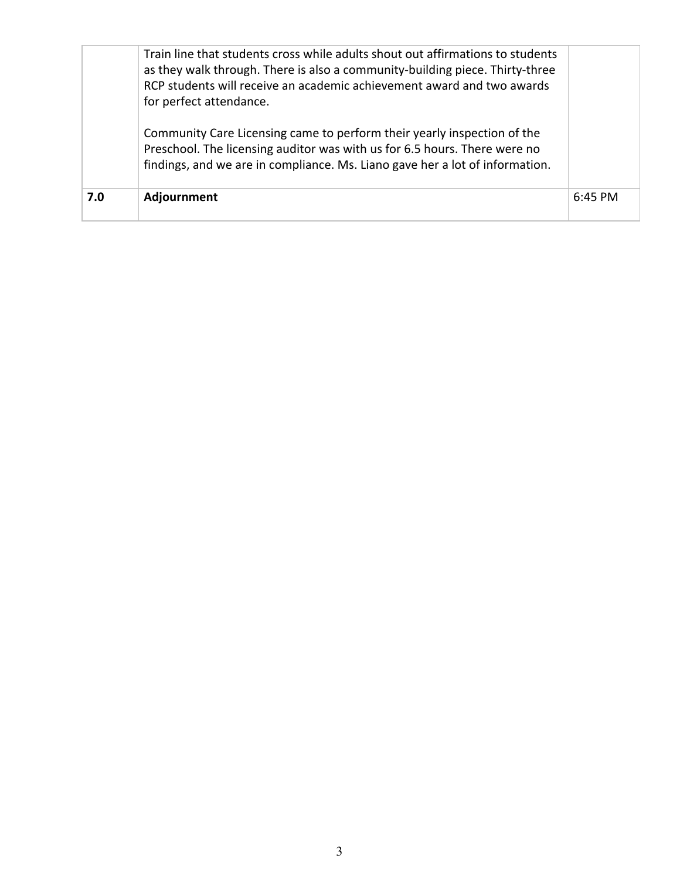| | | |
|---|---|---|
| | Train line that students cross while adults shout out affirmations to students as they walk through. There is also a community-building piece. Thirty-three RCP students will receive an academic achievement award and two awards for perfect attendance.<br><br>Community Care Licensing came to perform their yearly inspection of the Preschool. The licensing auditor was with us for 6.5 hours. There were no findings, and we are in compliance. Ms. Liano gave her a lot of information. | |
| **7.0** | **Adjournment** | 6:45 PM |